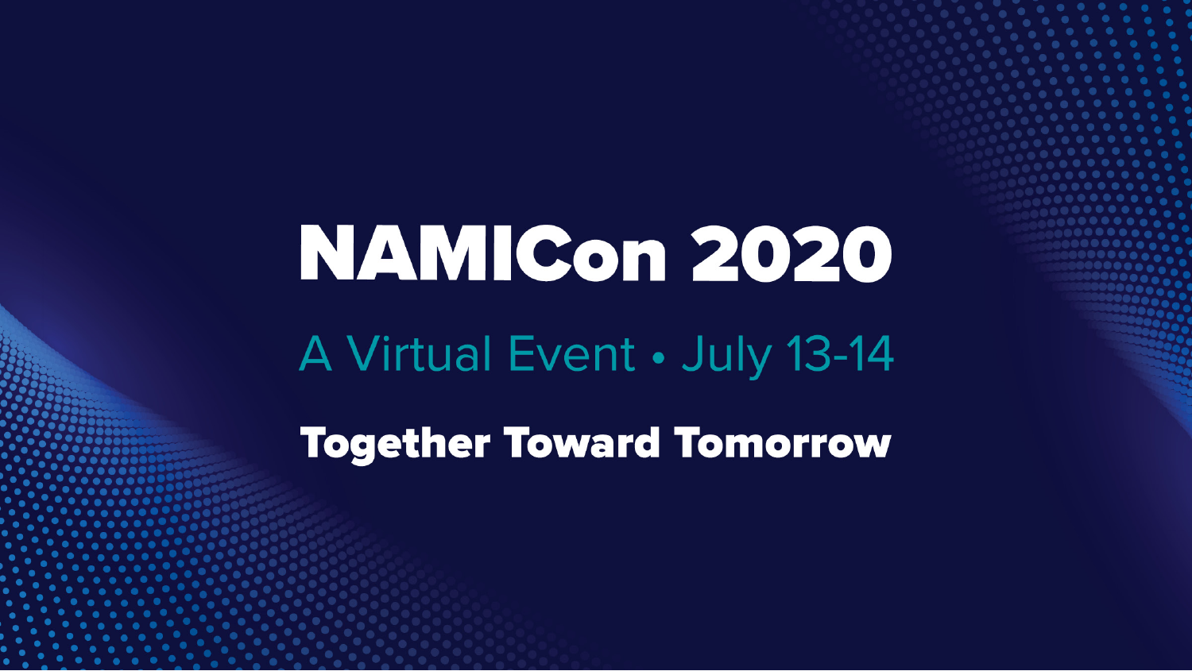# NAMICon 2020

A Virtual Event • July 13-14

**Together Toward Tomorrow**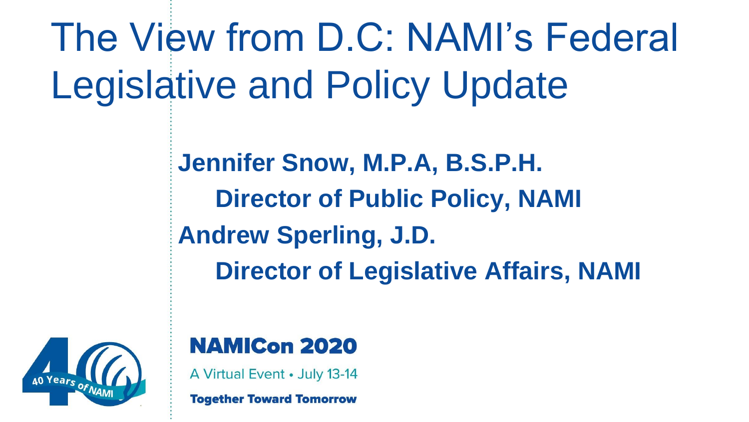# The View from D.C: NAMI's Federal Legislative and Policy Update

**Jennifer Snow, M.P.A, B.S.P.H.**
**Director of Public Policy, NAMI**

**Andrew Sperling, J.D.**
**Director of Legislative Affairs, NAMI**

40 Years of NAMI

**NAMICon 2020**

A Virtual Event • July 13-14

**Together Toward Tomorrow**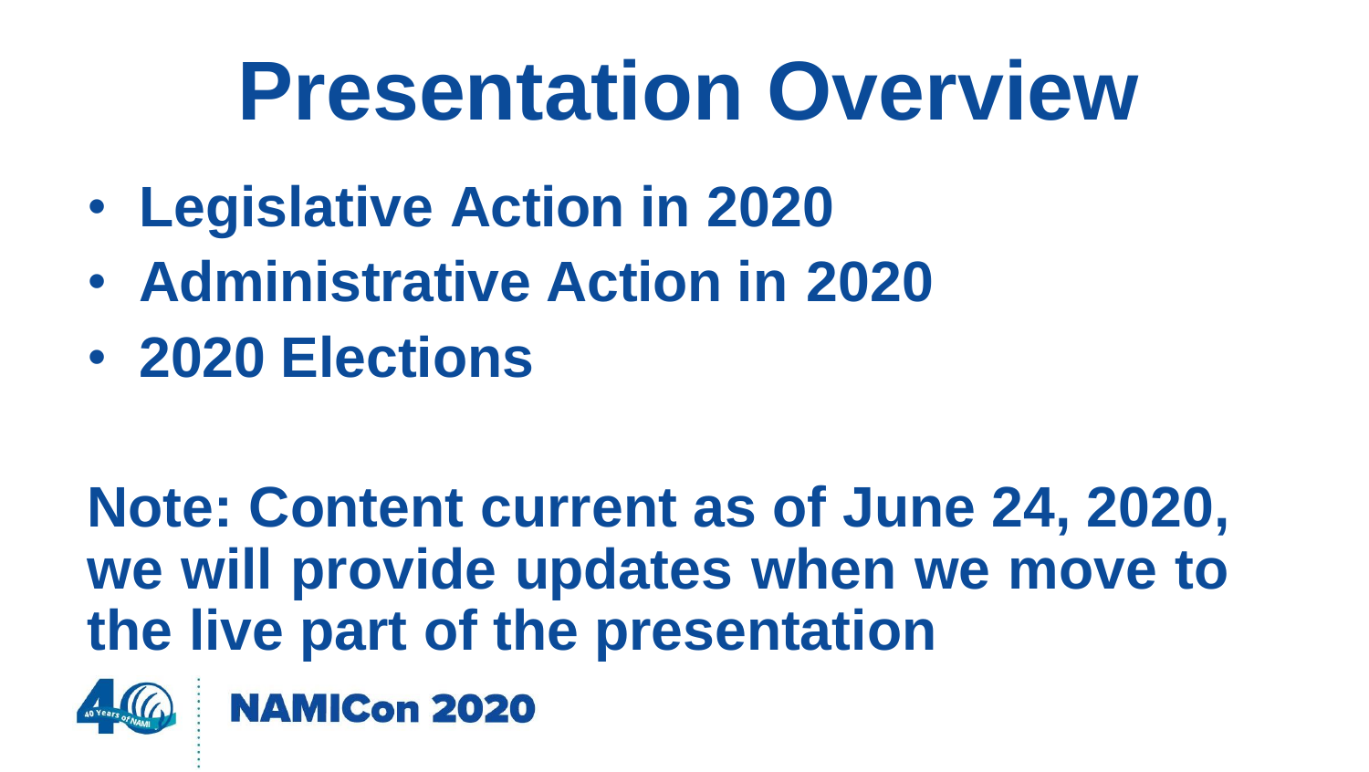# Presentation Overview

- **Legislative Action in 2020**
- **Administrative Action in 2020**
- **2020 Elections**

**Note: Content current as of June 24, 2020, we will provide updates when we move to the live part of the presentation**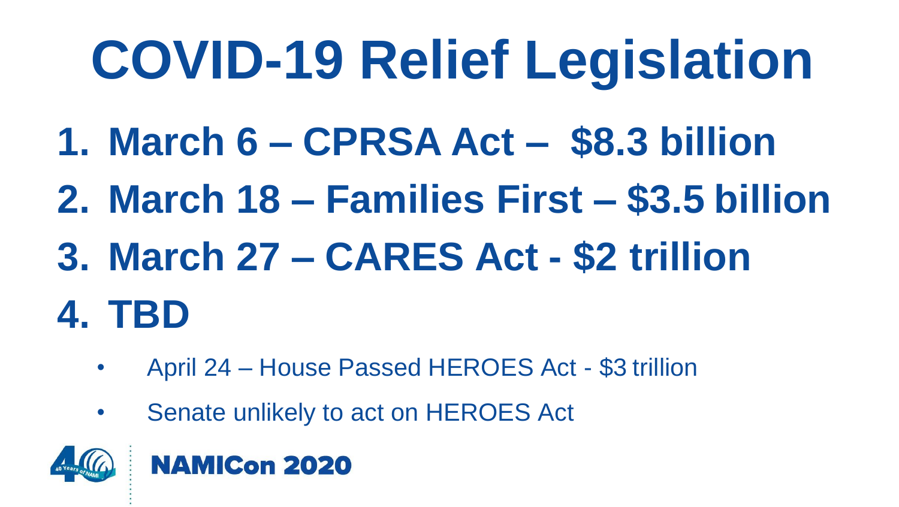# COVID-19 Relief Legislation

1. **March 6 – CPRSA Act – $8.3 billion**
2. **March 18 – Families First – $3.5 billion**
3. **March 27 – CARES Act - $2 trillion**
4. **TBD**
   - April 24 – House Passed HEROES Act - $3 trillion
   - Senate unlikely to act on HEROES Act

NAMICon 2020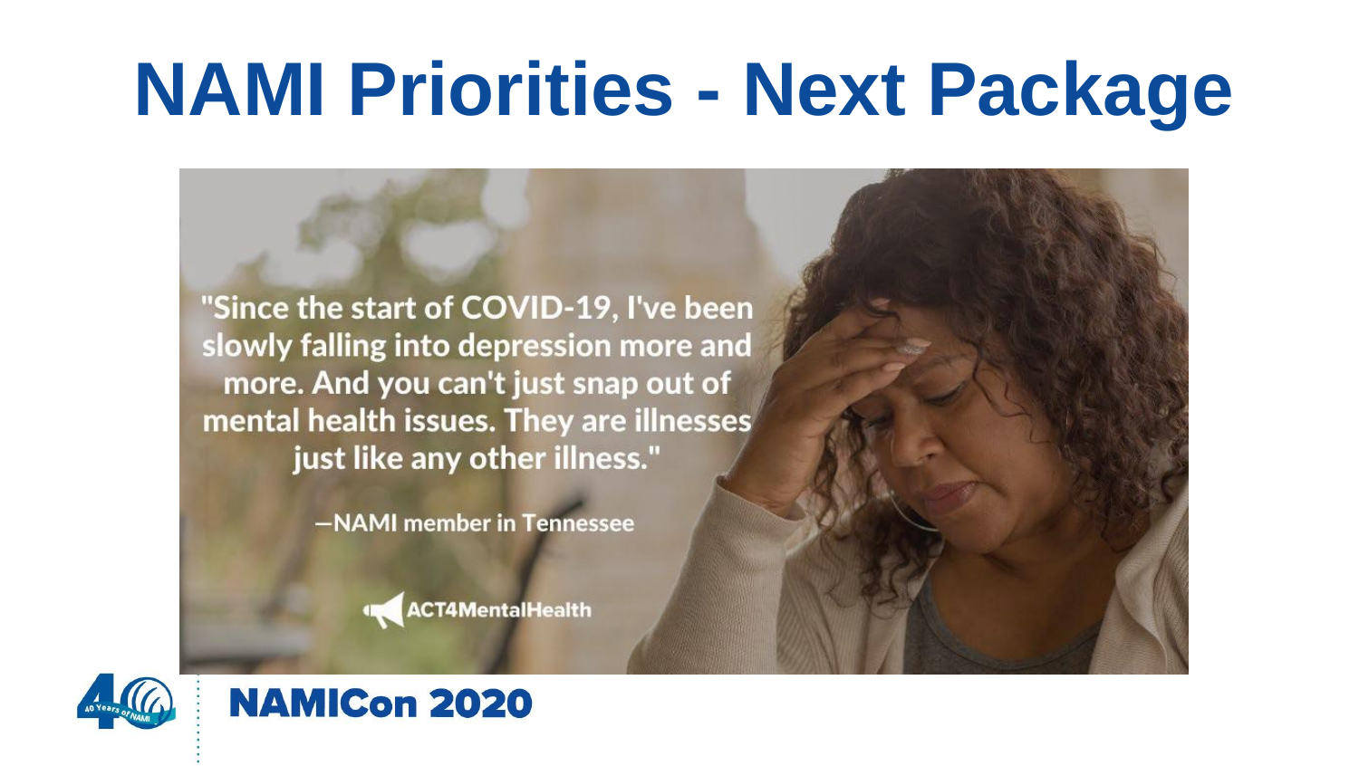# NAMI Priorities - Next Package

"Since the start of COVID-19, I've been slowly falling into depression more and more. And you can't just snap out of mental health issues. They are illnesses just like any other illness."

—NAMI member in Tennessee

ACT4MentalHealth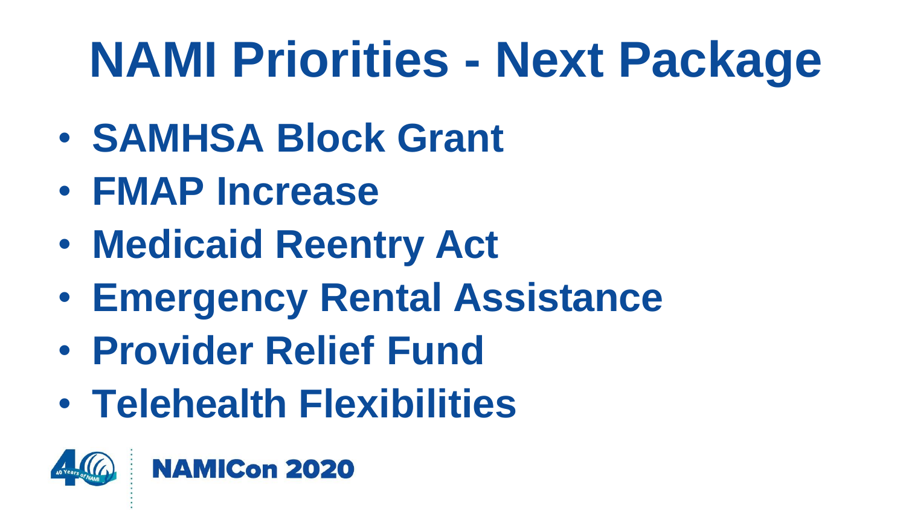# NAMI Priorities - Next Package

- SAMHSA Block Grant
- FMAP Increase
- Medicaid Reentry Act
- Emergency Rental Assistance
- Provider Relief Fund
- Telehealth Flexibilities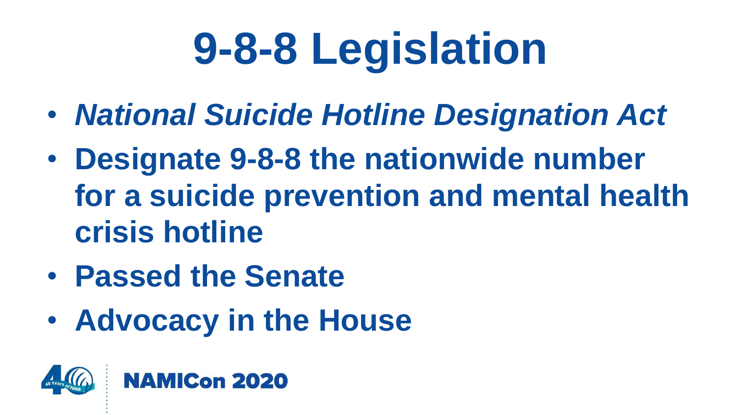# 9-8-8 Legislation

- ***National Suicide Hotline Designation Act***
- **Designate 9-8-8 the nationwide number for a suicide prevention and mental health crisis hotline**
- **Passed the Senate**
- **Advocacy in the House**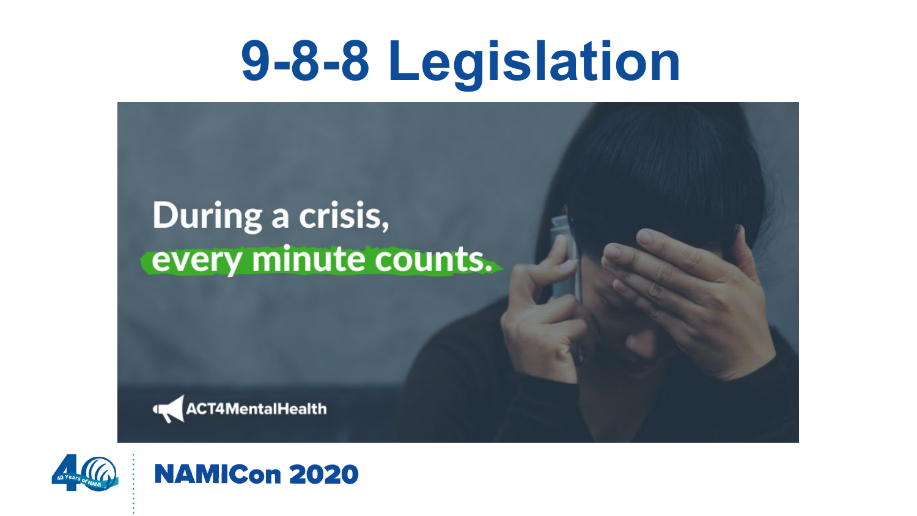# 9-8-8 Legislation

During a crisis,
every minute counts.

ACT4MentalHealth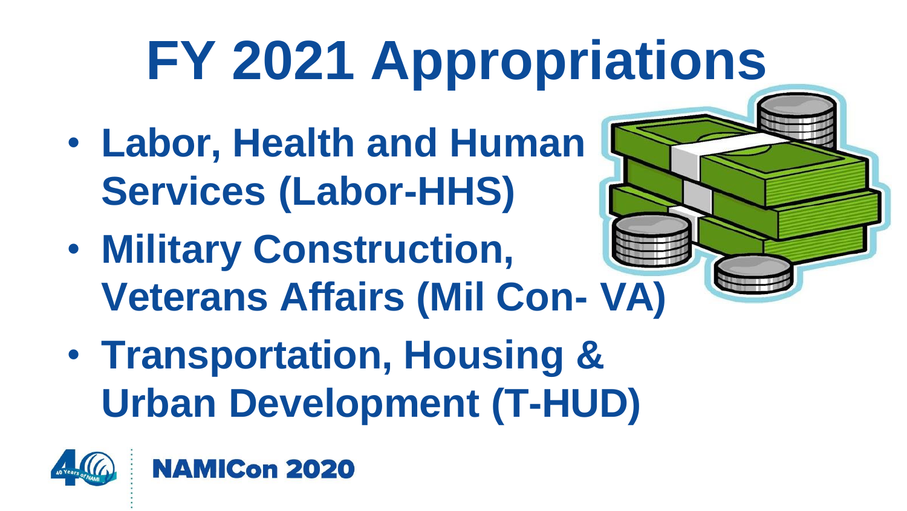# FY 2021 Appropriations

- Labor, Health and Human Services (Labor-HHS)
- Military Construction, Veterans Affairs (Mil Con- VA)
- Transportation, Housing & Urban Development (T-HUD)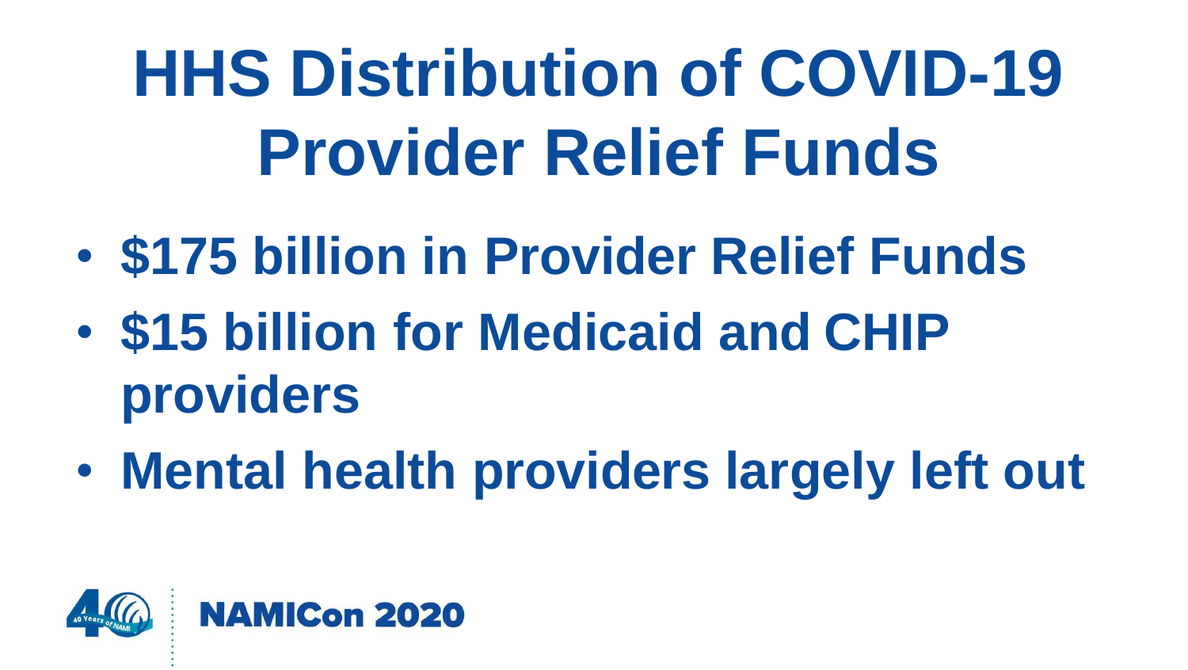# HHS Distribution of COVID-19 Provider Relief Funds

- **$175 billion in Provider Relief Funds**
- **$15 billion for Medicaid and CHIP providers**
- **Mental health providers largely left out**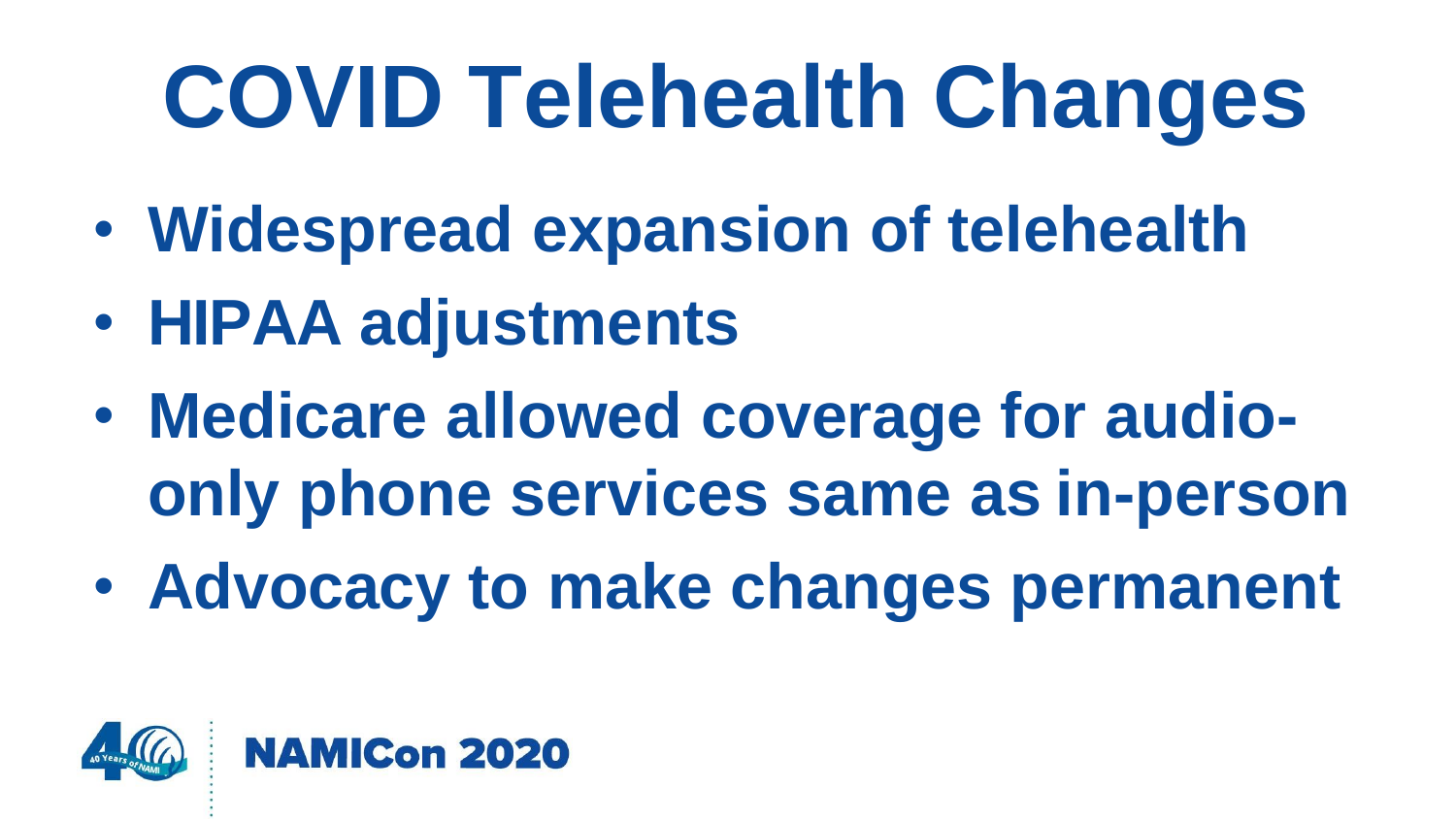# COVID Telehealth Changes

- Widespread expansion of telehealth
- HIPAA adjustments
- Medicare allowed coverage for audio-only phone services same as in-person
- Advocacy to make changes permanent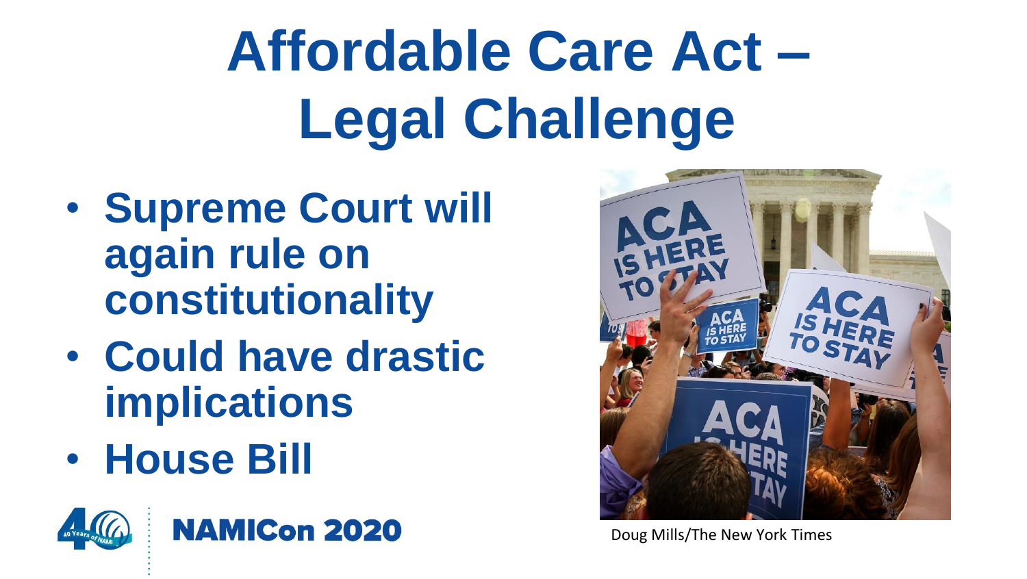# Affordable Care Act – Legal Challenge

- **Supreme Court will again rule on constitutionality**
- **Could have drastic implications**
- **House Bill**

Doug Mills/The New York Times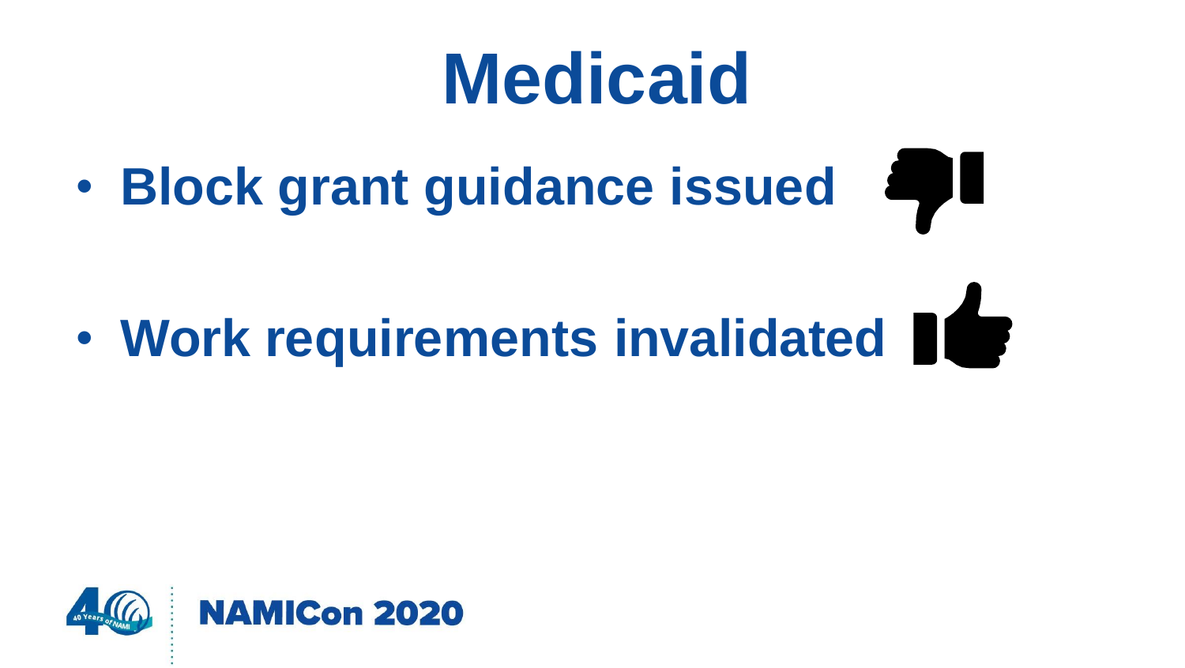# Medicaid

- **Block grant guidance issued**
- **Work requirements invalidated**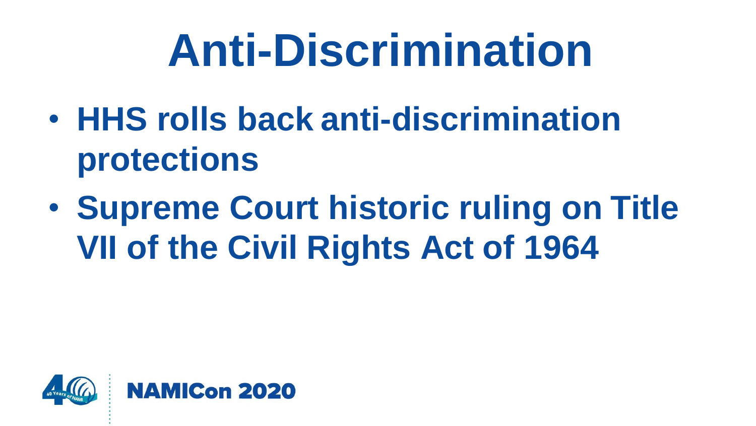# Anti-Discrimination

- **HHS rolls back anti-discrimination protections**
- **Supreme Court historic ruling on Title VII of the Civil Rights Act of 1964**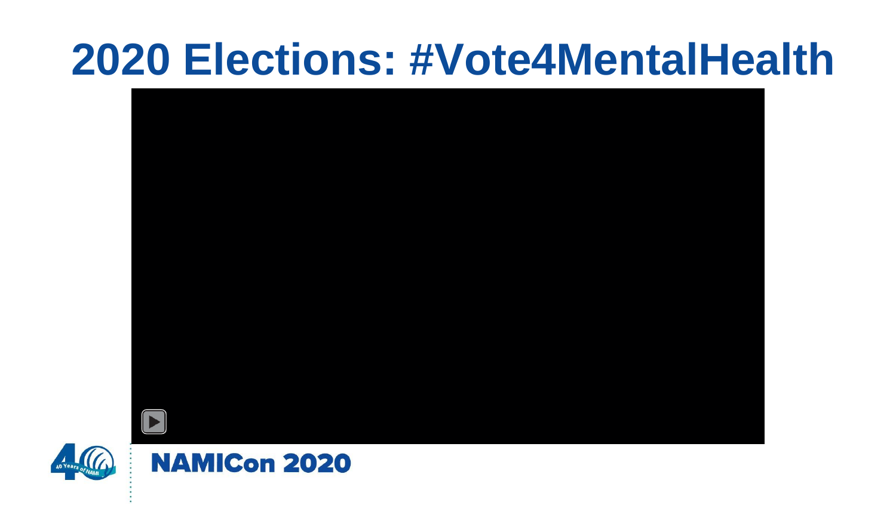# 2020 Elections: #Vote4MentalHealth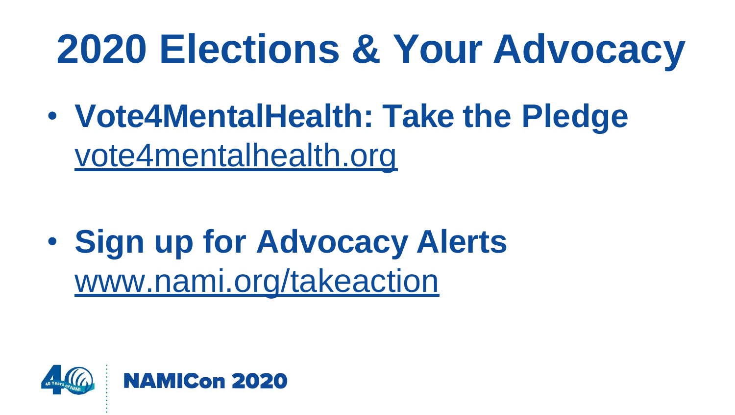# 2020 Elections & Your Advocacy

- **Vote4MentalHealth: Take the Pledge**
  vote4mentalhealth.org

- **Sign up for Advocacy Alerts**
  www.nami.org/takeaction

NAMICon 2020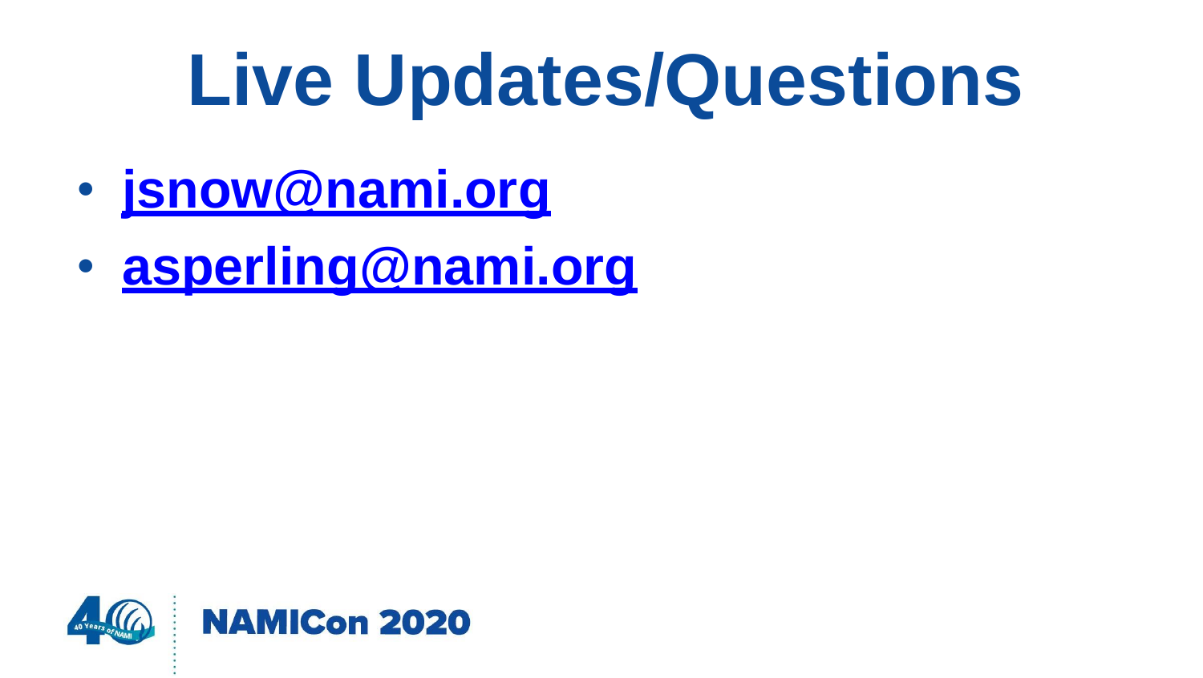# Live Updates/Questions

- [jsnow@nami.org](mailto:jsnow@nami.org)
- [asperling@nami.org](mailto:asperling@nami.org)

NAMICon 2020